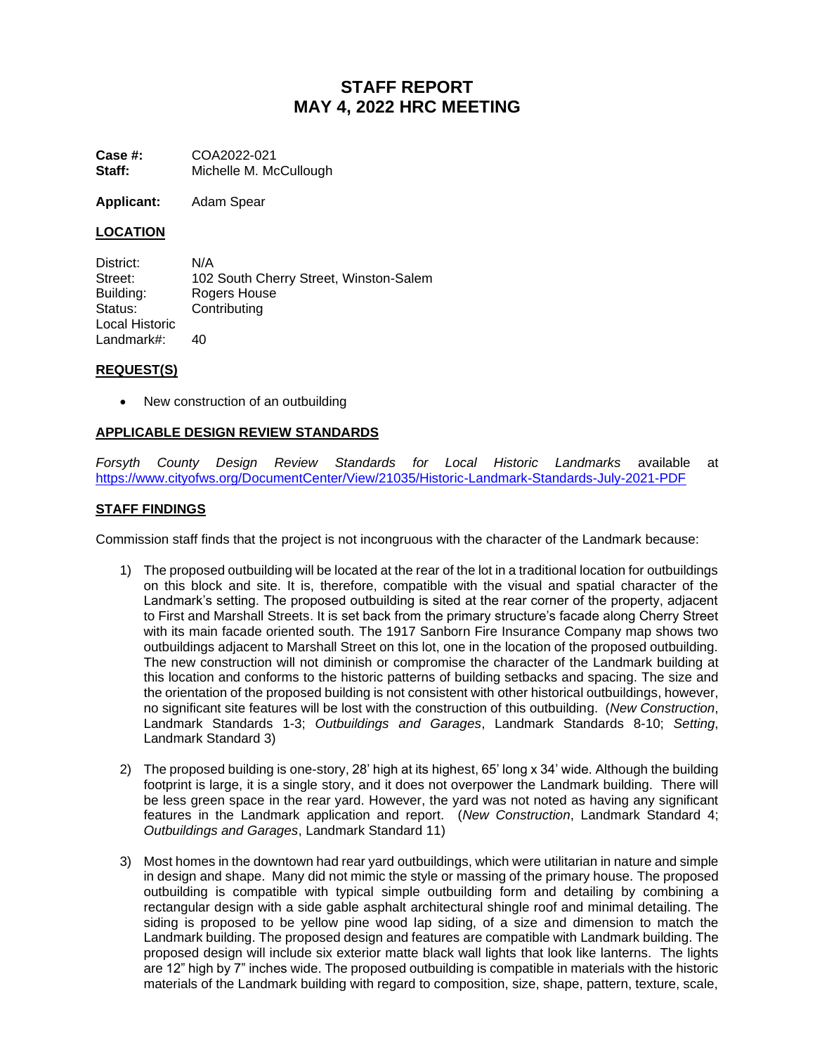# STAFF REPORT
# MAY 4, 2022 HRC MEETING

**Case #:** COA2022-021
**Staff:** Michelle M. McCullough

**Applicant:** Adam Spear

## LOCATION

District: N/A
Street: 102 South Cherry Street, Winston-Salem
Building: Rogers House
Status: Contributing
Local Historic Landmark#: 40

## REQUEST(S)

- New construction of an outbuilding

## APPLICABLE DESIGN REVIEW STANDARDS

*Forsyth County Design Review Standards for Local Historic Landmarks* available at https://www.cityofws.org/DocumentCenter/View/21035/Historic-Landmark-Standards-July-2021-PDF

## STAFF FINDINGS

Commission staff finds that the project is not incongruous with the character of the Landmark because:

1) The proposed outbuilding will be located at the rear of the lot in a traditional location for outbuildings on this block and site. It is, therefore, compatible with the visual and spatial character of the Landmark's setting. The proposed outbuilding is sited at the rear corner of the property, adjacent to First and Marshall Streets. It is set back from the primary structure's facade along Cherry Street with its main facade oriented south. The 1917 Sanborn Fire Insurance Company map shows two outbuildings adjacent to Marshall Street on this lot, one in the location of the proposed outbuilding. The new construction will not diminish or compromise the character of the Landmark building at this location and conforms to the historic patterns of building setbacks and spacing. The size and the orientation of the proposed building is not consistent with other historical outbuildings, however, no significant site features will be lost with the construction of this outbuilding. (*New Construction*, Landmark Standards 1-3; *Outbuildings and Garages*, Landmark Standards 8-10; *Setting*, Landmark Standard 3)

2) The proposed building is one-story, 28' high at its highest, 65' long x 34' wide. Although the building footprint is large, it is a single story, and it does not overpower the Landmark building. There will be less green space in the rear yard. However, the yard was not noted as having any significant features in the Landmark application and report. (*New Construction*, Landmark Standard 4; *Outbuildings and Garages*, Landmark Standard 11)

3) Most homes in the downtown had rear yard outbuildings, which were utilitarian in nature and simple in design and shape. Many did not mimic the style or massing of the primary house. The proposed outbuilding is compatible with typical simple outbuilding form and detailing by combining a rectangular design with a side gable asphalt architectural shingle roof and minimal detailing. The siding is proposed to be yellow pine wood lap siding, of a size and dimension to match the Landmark building. The proposed design and features are compatible with Landmark building. The proposed design will include six exterior matte black wall lights that look like lanterns. The lights are 12" high by 7" inches wide. The proposed outbuilding is compatible in materials with the historic materials of the Landmark building with regard to composition, size, shape, pattern, texture, scale,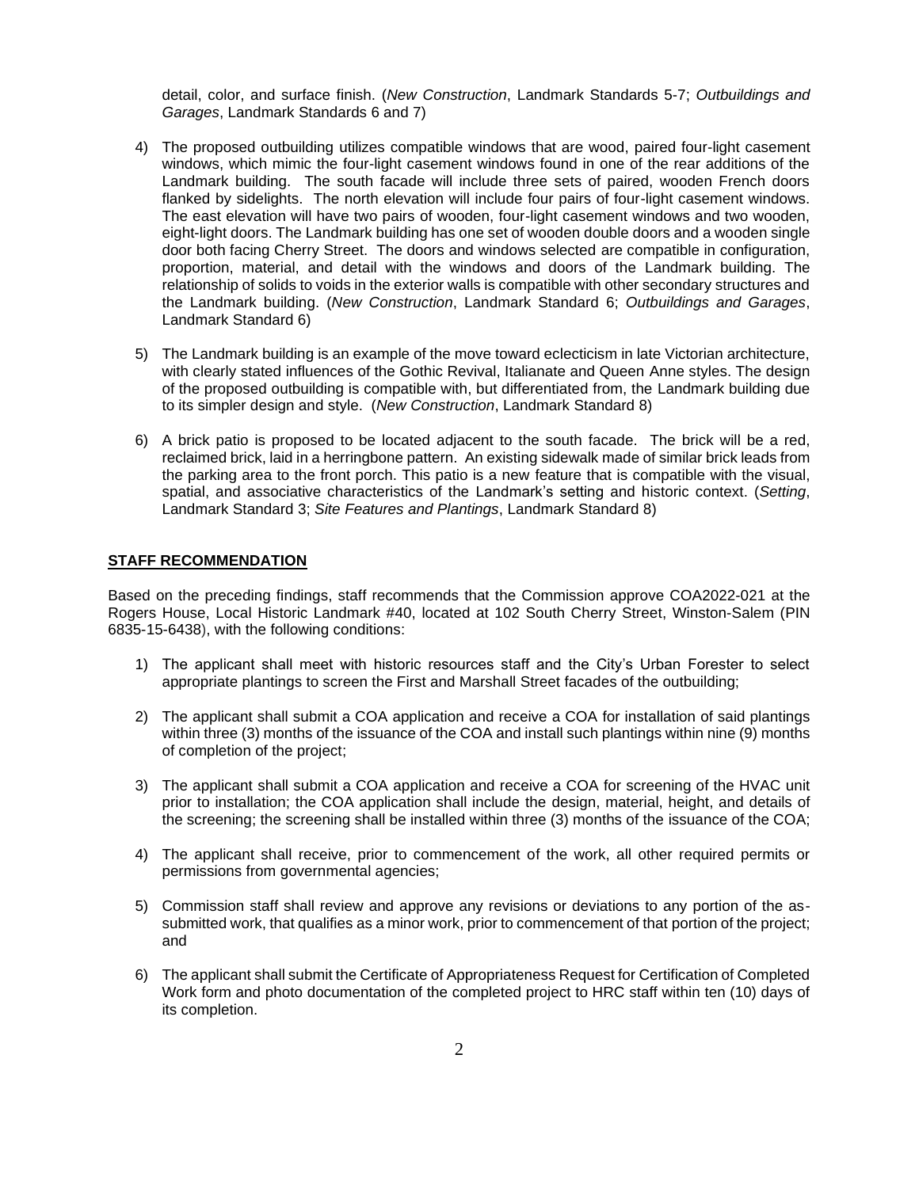detail, color, and surface finish. (*New Construction*, Landmark Standards 5-7; *Outbuildings and Garages*, Landmark Standards 6 and 7)

4) The proposed outbuilding utilizes compatible windows that are wood, paired four-light casement windows, which mimic the four-light casement windows found in one of the rear additions of the Landmark building. The south facade will include three sets of paired, wooden French doors flanked by sidelights. The north elevation will include four pairs of four-light casement windows. The east elevation will have two pairs of wooden, four-light casement windows and two wooden, eight-light doors. The Landmark building has one set of wooden double doors and a wooden single door both facing Cherry Street. The doors and windows selected are compatible in configuration, proportion, material, and detail with the windows and doors of the Landmark building. The relationship of solids to voids in the exterior walls is compatible with other secondary structures and the Landmark building. (*New Construction*, Landmark Standard 6; *Outbuildings and Garages*, Landmark Standard 6)

5) The Landmark building is an example of the move toward eclecticism in late Victorian architecture, with clearly stated influences of the Gothic Revival, Italianate and Queen Anne styles. The design of the proposed outbuilding is compatible with, but differentiated from, the Landmark building due to its simpler design and style. (*New Construction*, Landmark Standard 8)

6) A brick patio is proposed to be located adjacent to the south facade. The brick will be a red, reclaimed brick, laid in a herringbone pattern. An existing sidewalk made of similar brick leads from the parking area to the front porch. This patio is a new feature that is compatible with the visual, spatial, and associative characteristics of the Landmark's setting and historic context. (*Setting*, Landmark Standard 3; *Site Features and Plantings*, Landmark Standard 8)

## STAFF RECOMMENDATION

Based on the preceding findings, staff recommends that the Commission approve COA2022-021 at the Rogers House, Local Historic Landmark #40, located at 102 South Cherry Street, Winston-Salem (PIN 6835-15-6438), with the following conditions:

1) The applicant shall meet with historic resources staff and the City's Urban Forester to select appropriate plantings to screen the First and Marshall Street facades of the outbuilding;

2) The applicant shall submit a COA application and receive a COA for installation of said plantings within three (3) months of the issuance of the COA and install such plantings within nine (9) months of completion of the project;

3) The applicant shall submit a COA application and receive a COA for screening of the HVAC unit prior to installation; the COA application shall include the design, material, height, and details of the screening; the screening shall be installed within three (3) months of the issuance of the COA;

4) The applicant shall receive, prior to commencement of the work, all other required permits or permissions from governmental agencies;

5) Commission staff shall review and approve any revisions or deviations to any portion of the as-submitted work, that qualifies as a minor work, prior to commencement of that portion of the project; and

6) The applicant shall submit the Certificate of Appropriateness Request for Certification of Completed Work form and photo documentation of the completed project to HRC staff within ten (10) days of its completion.